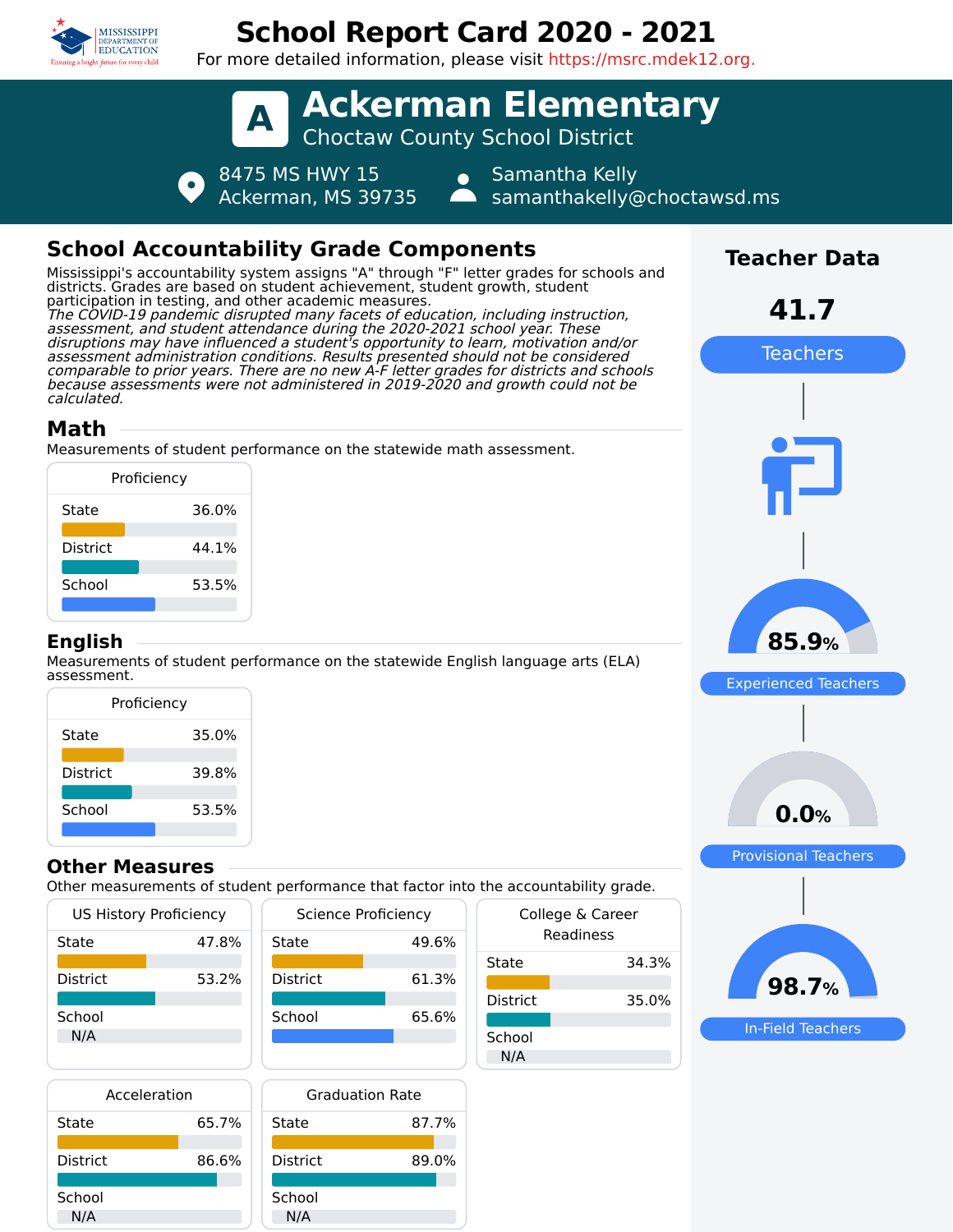# School Report Card 2020 - 2021

For more detailed information, please visit https://msrc.mdek12.org.

## A Ackerman Elementary

Choctaw County School District

8475 MS HWY 15
Ackerman, MS 39735

Samantha Kelly
samanthakelly@choctawsd.ms

## School Accountability Grade Components

Mississippi's accountability system assigns "A" through "F" letter grades for schools and districts. Grades are based on student achievement, student growth, student participation in testing, and other academic measures.

*The COVID-19 pandemic disrupted many facets of education, including instruction, assessment, and student attendance during the 2020-2021 school year. These disruptions may have influenced a student's opportunity to learn, motivation and/or assessment administration conditions. Results presented should not be considered comparable to prior years. There are no new A-F letter grades for districts and schools because assessments were not administered in 2019-2020 and growth could not be calculated.*

### Math

Measurements of student performance on the statewide math assessment.

| Proficiency | |
|---|---|
| State | 36.0% |
| District | 44.1% |
| School | 53.5% |

### English

Measurements of student performance on the statewide English language arts (ELA) assessment.

| Proficiency | |
|---|---|
| State | 35.0% |
| District | 39.8% |
| School | 53.5% |

### Other Measures

Other measurements of student performance that factor into the accountability grade.

| US History Proficiency | |
|---|---|
| State | 47.8% |
| District | 53.2% |
| School | N/A |

| Science Proficiency | |
|---|---|
| State | 49.6% |
| District | 61.3% |
| School | 65.6% |

| College & Career Readiness | |
|---|---|
| State | 34.3% |
| District | 35.0% |
| School | N/A |

| Acceleration | |
|---|---|
| State | 65.7% |
| District | 86.6% |
| School | N/A |

| Graduation Rate | |
|---|---|
| State | 87.7% |
| District | 89.0% |
| School | N/A |

## Teacher Data

**41.7** Teachers

**85.9%** Experienced Teachers

**0.0%** Provisional Teachers

**98.7%** In-Field Teachers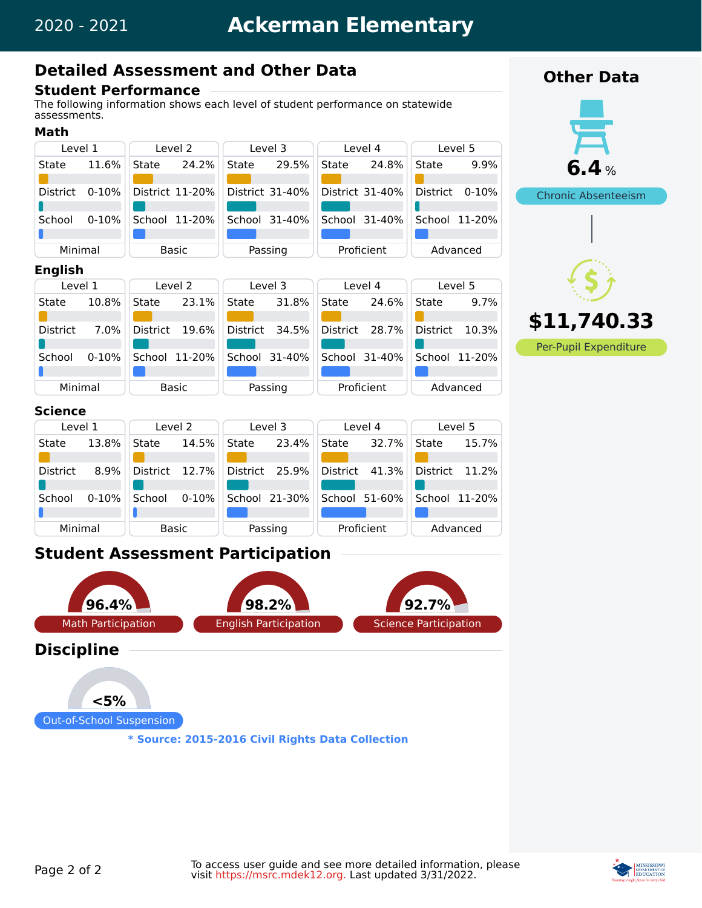# Ackerman Elementary

2020 - 2021

## Detailed Assessment and Other Data

### Student Performance

The following information shows each level of student performance on statewide assessments.

#### Math

| | Level 1 | Level 2 | Level 3 | Level 4 | Level 5 |
|---|---|---|---|---|---|
| State | 11.6% | 24.2% | 29.5% | 24.8% | 9.9% |
| District | 0-10% | 11-20% | 31-40% | 31-40% | 0-10% |
| School | 0-10% | 11-20% | 31-40% | 31-40% | 11-20% |
| | Minimal | Basic | Passing | Proficient | Advanced |

#### English

| | Level 1 | Level 2 | Level 3 | Level 4 | Level 5 |
|---|---|---|---|---|---|
| State | 10.8% | 23.1% | 31.8% | 24.6% | 9.7% |
| District | 7.0% | 19.6% | 34.5% | 28.7% | 10.3% |
| School | 0-10% | 11-20% | 31-40% | 31-40% | 11-20% |
| | Minimal | Basic | Passing | Proficient | Advanced |

#### Science

| | Level 1 | Level 2 | Level 3 | Level 4 | Level 5 |
|---|---|---|---|---|---|
| State | 13.8% | 14.5% | 23.4% | 32.7% | 15.7% |
| District | 8.9% | 12.7% | 25.9% | 41.3% | 11.2% |
| School | 0-10% | 0-10% | 21-30% | 51-60% | 11-20% |
| | Minimal | Basic | Passing | Proficient | Advanced |

### Student Assessment Participation

96.4%
Math Participation

98.2%
English Participation

92.7%
Science Participation

### Discipline

<5%
Out-of-School Suspension

**\* Source: 2015-2016 Civil Rights Data Collection**

## Other Data

6.4 %
Chronic Absenteeism

$11,740.33
Per-Pupil Expenditure

To access user guide and see more detailed information, please visit https://msrc.mdek12.org. Last updated 3/31/2022.